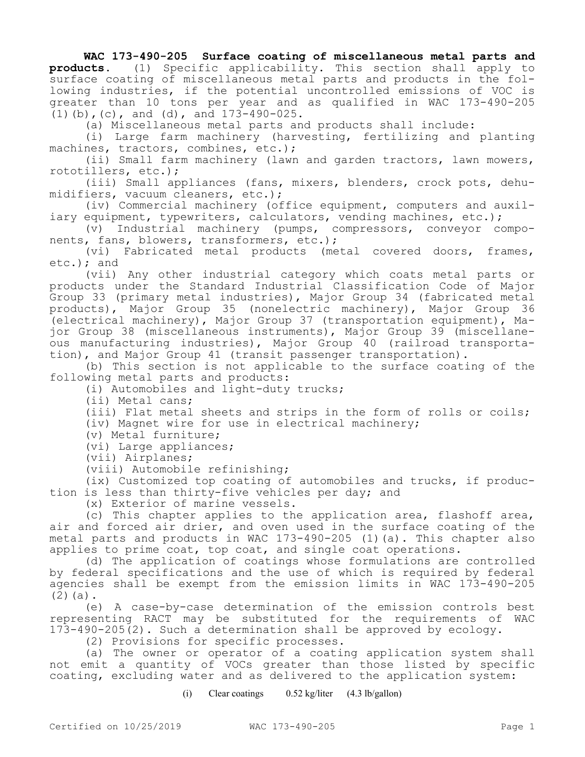**WAC 173-490-205 Surface coating of miscellaneous metal parts and products.** (1) Specific applicability. This section shall apply to surface coating of miscellaneous metal parts and products in the following industries, if the potential uncontrolled emissions of VOC is greater than 10 tons per year and as qualified in WAC 173-490-205 (1)(b),(c), and (d), and 173-490-025.

(a) Miscellaneous metal parts and products shall include:

(i) Large farm machinery (harvesting, fertilizing and planting machines, tractors, combines, etc.);

(ii) Small farm machinery (lawn and garden tractors, lawn mowers, rototillers, etc.);

(iii) Small appliances (fans, mixers, blenders, crock pots, dehumidifiers, vacuum cleaners, etc.);

(iv) Commercial machinery (office equipment, computers and auxiliary equipment, typewriters, calculators, vending machines, etc.);

(v) Industrial machinery (pumps, compressors, conveyor components, fans, blowers, transformers, etc.);

(vi) Fabricated metal products (metal covered doors, frames, etc.); and

(vii) Any other industrial category which coats metal parts or products under the Standard Industrial Classification Code of Major Group 33 (primary metal industries), Major Group 34 (fabricated metal products), Major Group 35 (nonelectric machinery), Major Group 36 (electrical machinery), Major Group 37 (transportation equipment), Major Group 38 (miscellaneous instruments), Major Group 39 (miscellaneous manufacturing industries), Major Group 40 (railroad transportation), and Major Group 41 (transit passenger transportation).

(b) This section is not applicable to the surface coating of the following metal parts and products:

(i) Automobiles and light-duty trucks;

(ii) Metal cans;

(iii) Flat metal sheets and strips in the form of rolls or coils;

(iv) Magnet wire for use in electrical machinery;

(v) Metal furniture;

(vi) Large appliances;

(vii) Airplanes;

(viii) Automobile refinishing;

(ix) Customized top coating of automobiles and trucks, if production is less than thirty-five vehicles per day; and

(x) Exterior of marine vessels.

(c) This chapter applies to the application area, flashoff area, air and forced air drier, and oven used in the surface coating of the metal parts and products in WAC 173-490-205 (1)(a). This chapter also applies to prime coat, top coat, and single coat operations.

(d) The application of coatings whose formulations are controlled by federal specifications and the use of which is required by federal agencies shall be exempt from the emission limits in WAC 173-490-205 (2)(a).

(e) A case-by-case determination of the emission controls best representing RACT may be substituted for the requirements of WAC 173-490-205(2). Such a determination shall be approved by ecology.

(2) Provisions for specific processes.

(a) The owner or operator of a coating application system shall not emit a quantity of VOCs greater than those listed by specific coating, excluding water and as delivered to the application system:

| | | | |
|---|---|---|---|
| (i) | Clear coatings | 0.52 kg/liter | (4.3 lb/gallon) |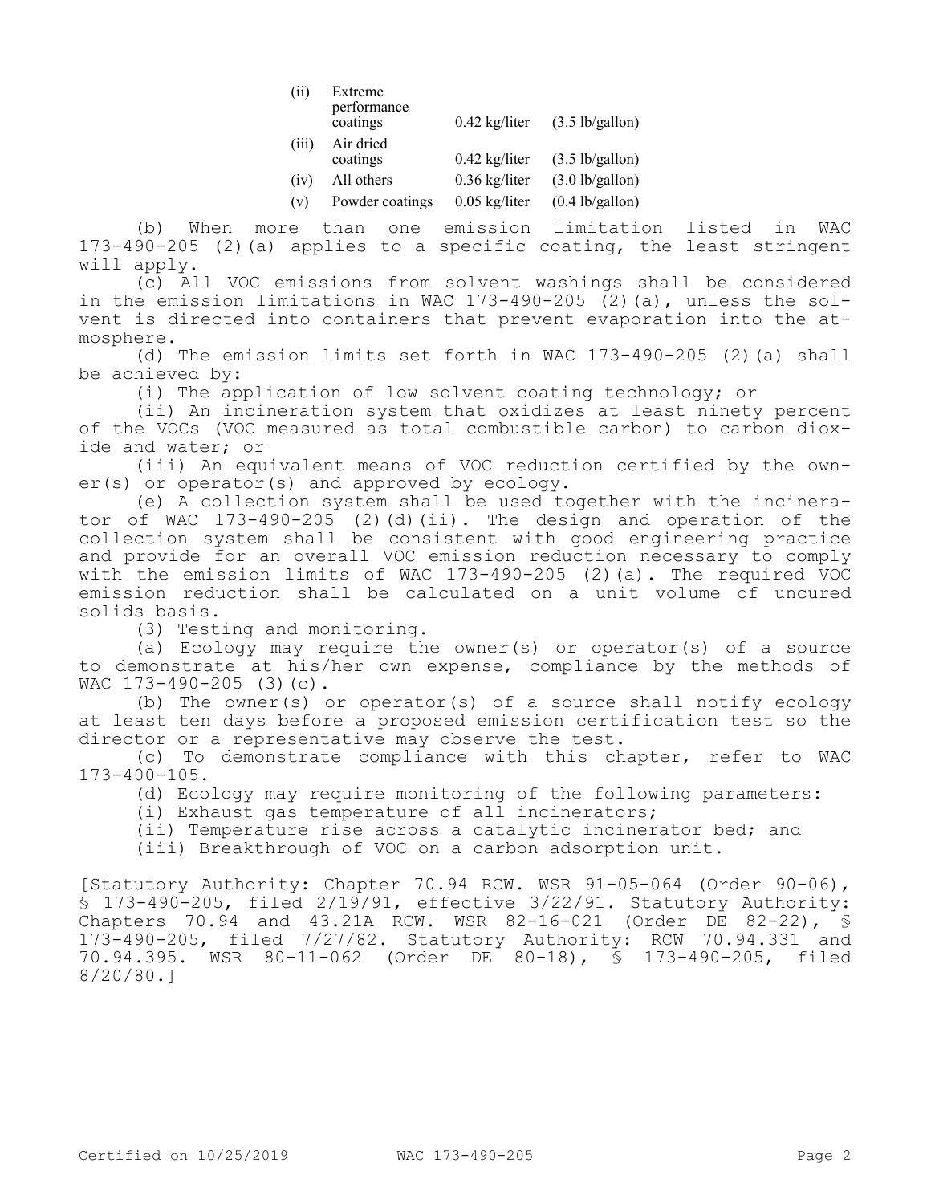| | | | |
|---|---|---|---|
| (ii) | Extreme performance coatings | 0.42 kg/liter | (3.5 lb/gallon) |
| (iii) | Air dried coatings | 0.42 kg/liter | (3.5 lb/gallon) |
| (iv) | All others | 0.36 kg/liter | (3.0 lb/gallon) |
| (v) | Powder coatings | 0.05 kg/liter | (0.4 lb/gallon) |

(b) When more than one emission limitation listed in WAC 173-490-205 (2)(a) applies to a specific coating, the least stringent will apply.

(c) All VOC emissions from solvent washings shall be considered in the emission limitations in WAC 173-490-205 (2)(a), unless the solvent is directed into containers that prevent evaporation into the atmosphere.

(d) The emission limits set forth in WAC 173-490-205 (2)(a) shall be achieved by:

(i) The application of low solvent coating technology; or

(ii) An incineration system that oxidizes at least ninety percent of the VOCs (VOC measured as total combustible carbon) to carbon dioxide and water; or

(iii) An equivalent means of VOC reduction certified by the owner(s) or operator(s) and approved by ecology.

(e) A collection system shall be used together with the incinerator of WAC 173-490-205 (2)(d)(ii). The design and operation of the collection system shall be consistent with good engineering practice and provide for an overall VOC emission reduction necessary to comply with the emission limits of WAC 173-490-205 (2)(a). The required VOC emission reduction shall be calculated on a unit volume of uncured solids basis.

(3) Testing and monitoring.

(a) Ecology may require the owner(s) or operator(s) of a source to demonstrate at his/her own expense, compliance by the methods of WAC 173-490-205 (3)(c).

(b) The owner(s) or operator(s) of a source shall notify ecology at least ten days before a proposed emission certification test so the director or a representative may observe the test.

(c) To demonstrate compliance with this chapter, refer to WAC 173-400-105.

(d) Ecology may require monitoring of the following parameters:

(i) Exhaust gas temperature of all incinerators;

(ii) Temperature rise across a catalytic incinerator bed; and

(iii) Breakthrough of VOC on a carbon adsorption unit.

[Statutory Authority: Chapter 70.94 RCW. WSR 91-05-064 (Order 90-06), § 173-490-205, filed 2/19/91, effective 3/22/91. Statutory Authority: Chapters 70.94 and 43.21A RCW. WSR 82-16-021 (Order DE 82-22), § 173-490-205, filed 7/27/82. Statutory Authority: RCW 70.94.331 and 70.94.395. WSR 80-11-062 (Order DE 80-18), § 173-490-205, filed 8/20/80.]